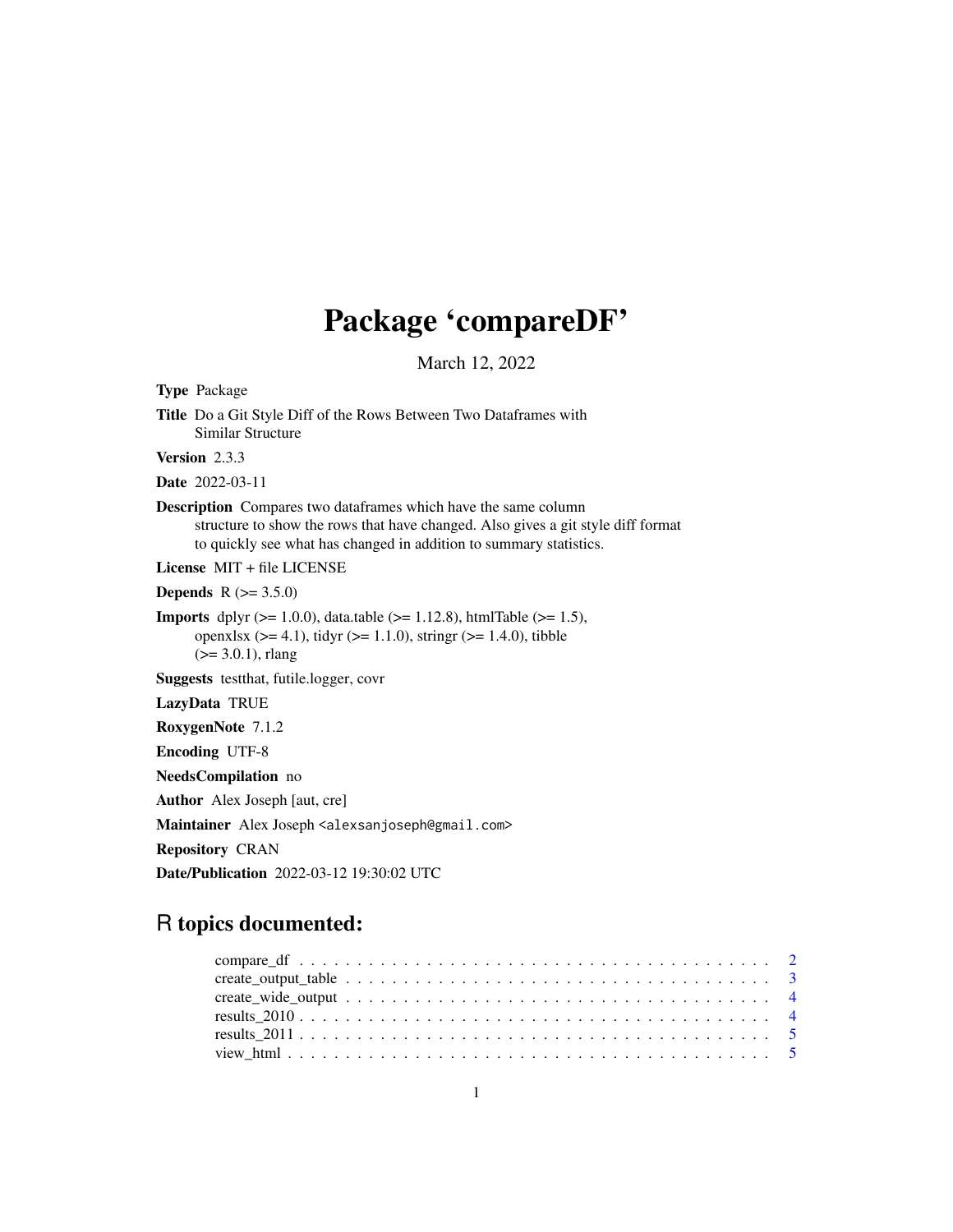# Package 'compareDF'

March 12, 2022

**Type** Package

**Title** Do a Git Style Diff of the Rows Between Two Dataframes with Similar Structure

**Version** 2.3.3

**Date** 2022-03-11

**Description** Compares two dataframes which have the same column structure to show the rows that have changed. Also gives a git style diff format to quickly see what has changed in addition to summary statistics.

**License** MIT + file LICENSE

**Depends** R (>= 3.5.0)

**Imports** dplyr (>= 1.0.0), data.table (>= 1.12.8), htmlTable (>= 1.5), openxlsx (>= 4.1), tidyr (>= 1.1.0), stringr (>= 1.4.0), tibble (>= 3.0.1), rlang

**Suggests** testthat, futile.logger, covr

**LazyData** TRUE

**RoxygenNote** 7.1.2

**Encoding** UTF-8

**NeedsCompilation** no

**Author** Alex Joseph [aut, cre]

**Maintainer** Alex Joseph <alexsanjoseph@gmail.com>

**Repository** CRAN

**Date/Publication** 2022-03-12 19:30:02 UTC

## R topics documented:

- compare_df . . . . . . . . . . . . . . . . . . . . . . . . . . . . . . . . . . . . . . . . 2
- create_output_table . . . . . . . . . . . . . . . . . . . . . . . . . . . . . . . . . . . . 3
- create_wide_output . . . . . . . . . . . . . . . . . . . . . . . . . . . . . . . . . . . . 4
- results_2010 . . . . . . . . . . . . . . . . . . . . . . . . . . . . . . . . . . . . . . . . 4
- results_2011 . . . . . . . . . . . . . . . . . . . . . . . . . . . . . . . . . . . . . . . . 5
- view_html . . . . . . . . . . . . . . . . . . . . . . . . . . . . . . . . . . . . . . . . . 5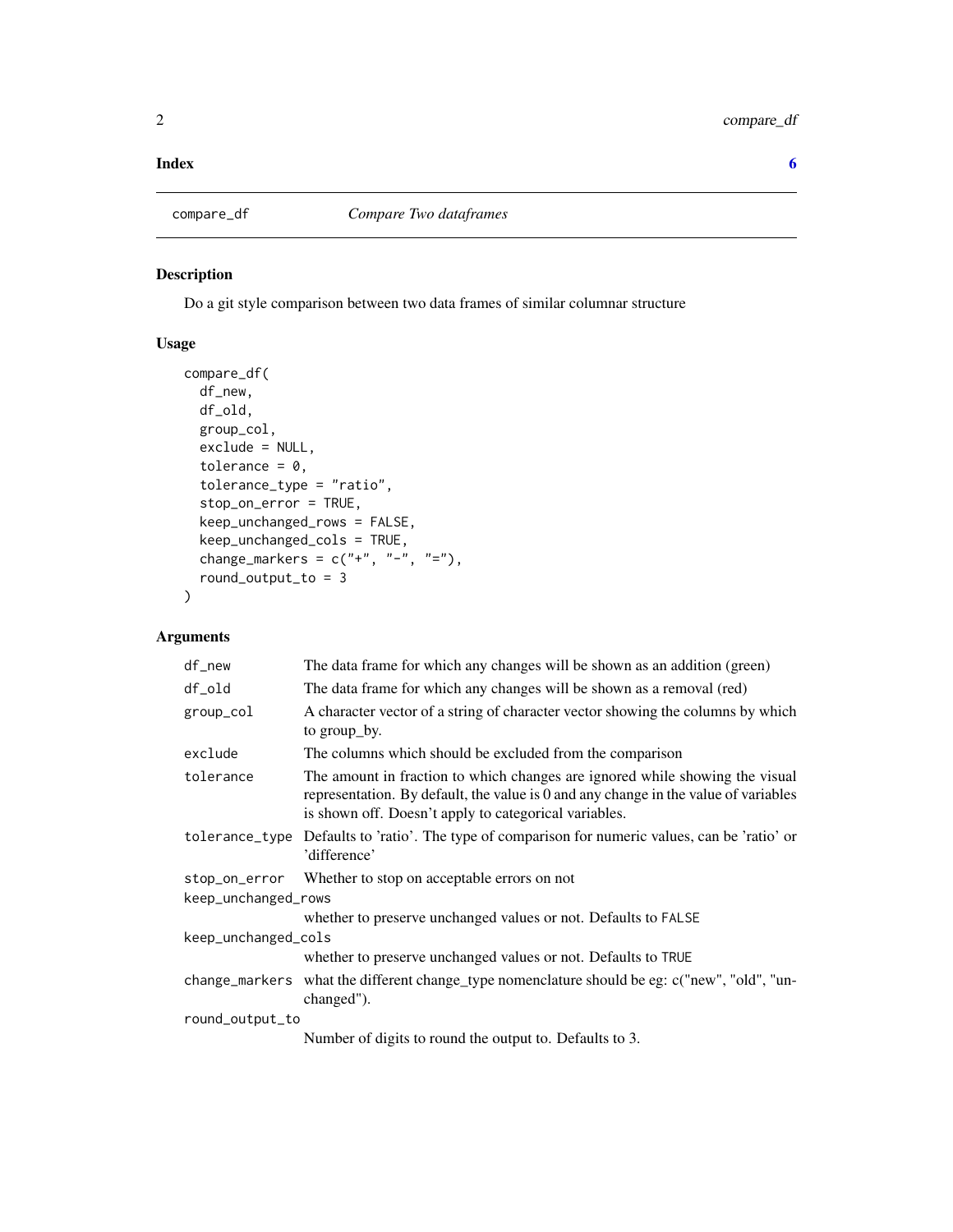**Index** 6

---

compare_df *Compare Two dataframes*

---

## Description

Do a git style comparison between two data frames of similar columnar structure

## Usage

```
compare_df(
  df_new,
  df_old,
  group_col,
  exclude = NULL,
  tolerance = 0,
  tolerance_type = "ratio",
  stop_on_error = TRUE,
  keep_unchanged_rows = FALSE,
  keep_unchanged_cols = TRUE,
  change_markers = c("+", "-", "="),
  round_output_to = 3
)
```

## Arguments

| | |
|---|---|
| df_new | The data frame for which any changes will be shown as an addition (green) |
| df_old | The data frame for which any changes will be shown as a removal (red) |
| group_col | A character vector of a string of character vector showing the columns by which to group_by. |
| exclude | The columns which should be excluded from the comparison |
| tolerance | The amount in fraction to which changes are ignored while showing the visual representation. By default, the value is 0 and any change in the value of variables is shown off. Doesn't apply to categorical variables. |
| tolerance_type | Defaults to 'ratio'. The type of comparison for numeric values, can be 'ratio' or 'difference' |
| stop_on_error | Whether to stop on acceptable errors on not |
| keep_unchanged_rows | whether to preserve unchanged values or not. Defaults to `FALSE` |
| keep_unchanged_cols | whether to preserve unchanged values or not. Defaults to `TRUE` |
| change_markers | what the different change_type nomenclature should be eg: c("new", "old", "unchanged"). |
| round_output_to | Number of digits to round the output to. Defaults to 3. |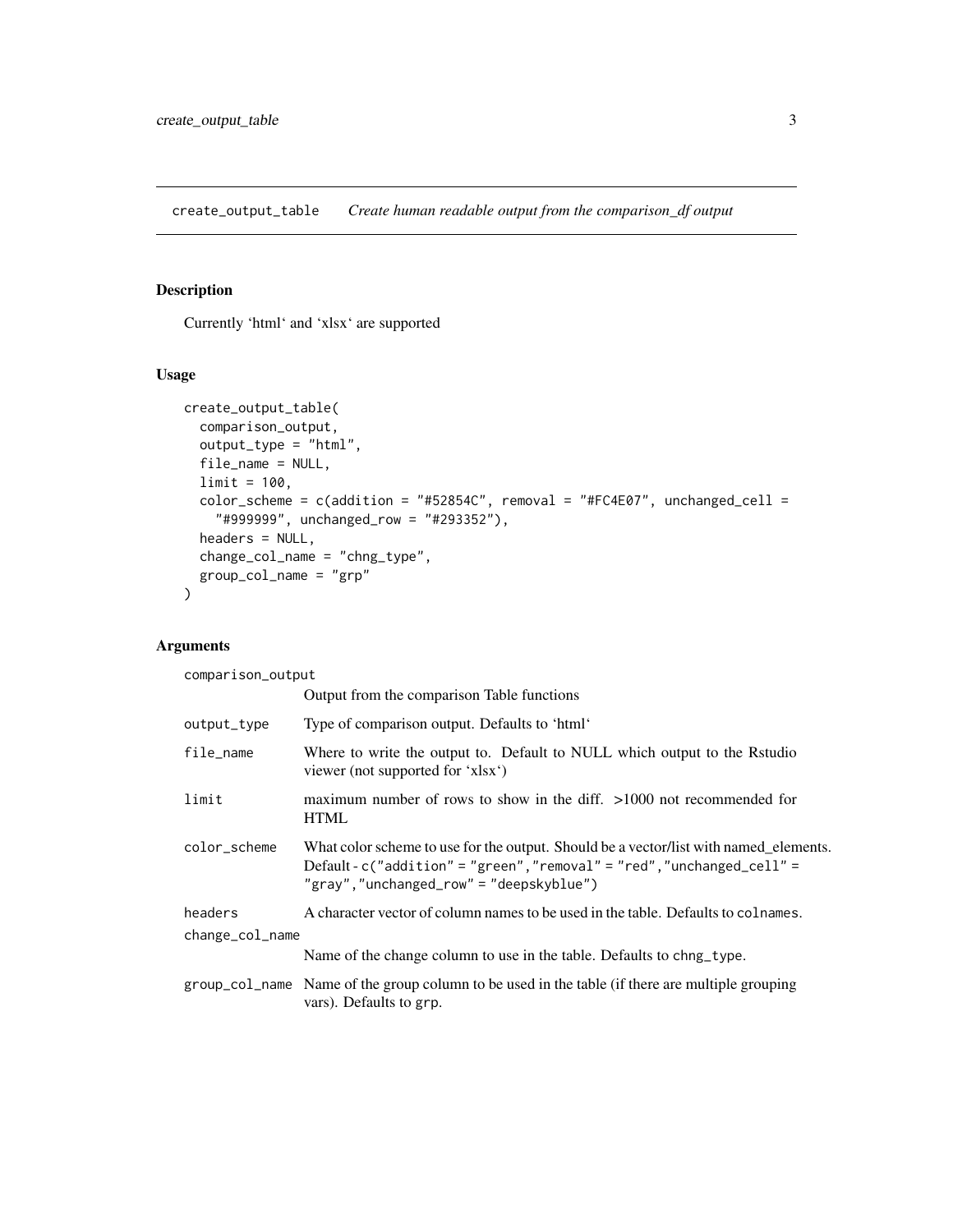# create_output_table — *Create human readable output from the comparison_df output*

## Description

Currently 'html' and 'xlsx' are supported

## Usage

```
create_output_table(
  comparison_output,
  output_type = "html",
  file_name = NULL,
  limit = 100,
  color_scheme = c(addition = "#52854C", removal = "#FC4E07", unchanged_cell =
    "#999999", unchanged_row = "#293352"),
  headers = NULL,
  change_col_name = "chng_type",
  group_col_name = "grp"
)
```

## Arguments

| Argument | Description |
| --- | --- |
| `comparison_output` | Output from the comparison Table functions |
| `output_type` | Type of comparison output. Defaults to 'html' |
| `file_name` | Where to write the output to. Default to NULL which output to the Rstudio viewer (not supported for 'xlsx') |
| `limit` | maximum number of rows to show in the diff. >1000 not recommended for HTML |
| `color_scheme` | What color scheme to use for the output. Should be a vector/list with named_elements. Default - `c("addition" = "green","removal" = "red","unchanged_cell" = "gray","unchanged_row" = "deepskyblue")` |
| `headers` | A character vector of column names to be used in the table. Defaults to `colnames`. |
| `change_col_name` | Name of the change column to use in the table. Defaults to `chng_type`. |
| `group_col_name` | Name of the group column to be used in the table (if there are multiple grouping vars). Defaults to `grp`. |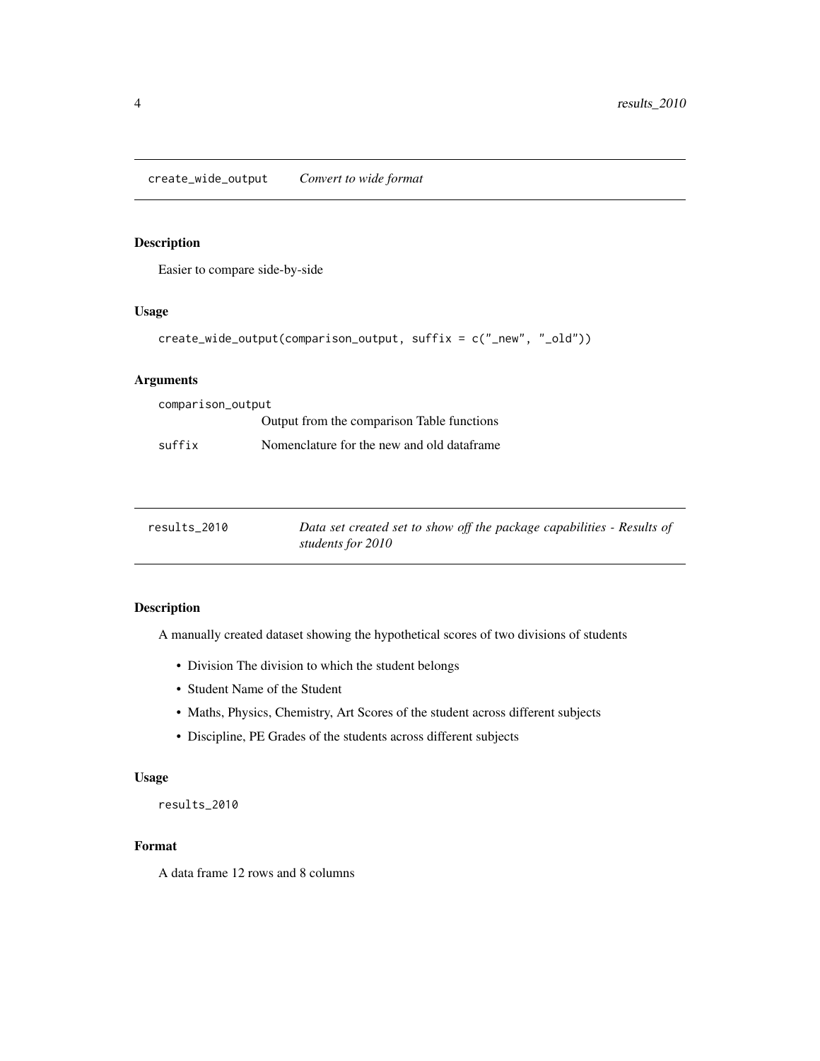## create_wide_output — *Convert to wide format*

### Description

Easier to compare side-by-side

### Usage

```
create_wide_output(comparison_output, suffix = c("_new", "_old"))
```

### Arguments

| | |
|---|---|
| comparison_output | Output from the comparison Table functions |
| suffix | Nomenclature for the new and old dataframe |

## results_2010 — *Data set created set to show off the package capabilities - Results of students for 2010*

### Description

A manually created dataset showing the hypothetical scores of two divisions of students

- Division The division to which the student belongs
- Student Name of the Student
- Maths, Physics, Chemistry, Art Scores of the student across different subjects
- Discipline, PE Grades of the students across different subjects

### Usage

```
results_2010
```

### Format

A data frame 12 rows and 8 columns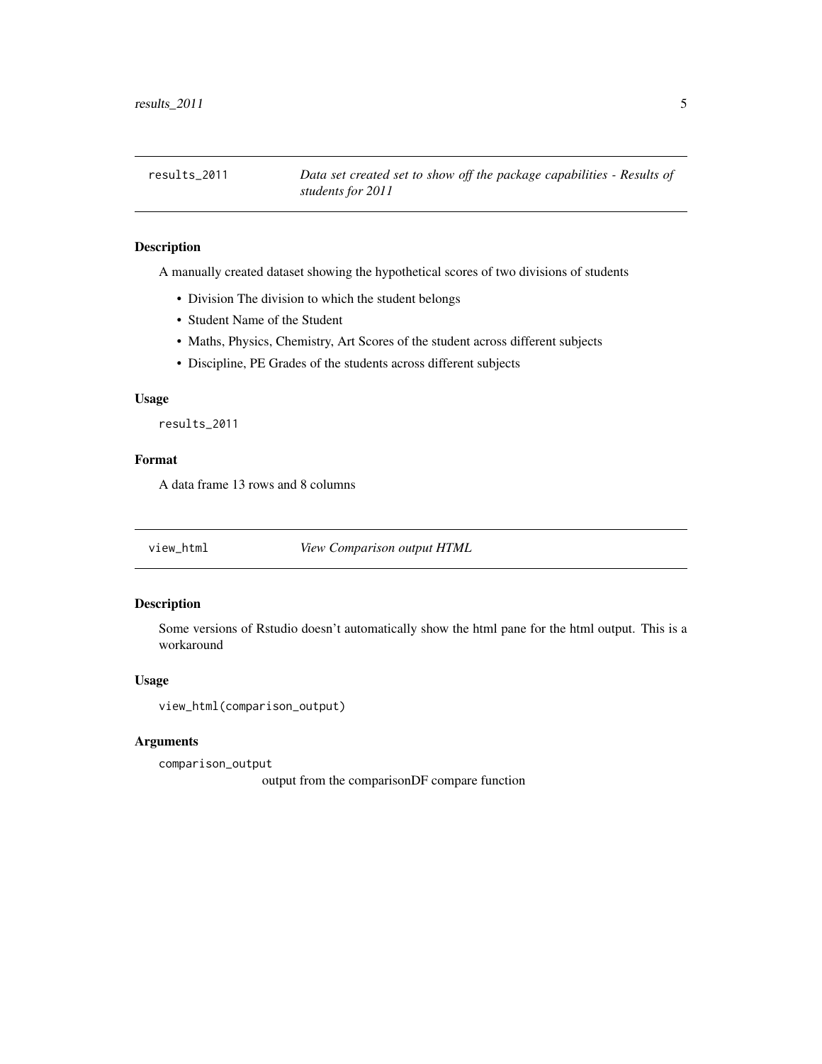## results_2011 — *Data set created set to show off the package capabilities - Results of students for 2011*

### Description

A manually created dataset showing the hypothetical scores of two divisions of students

- Division The division to which the student belongs
- Student Name of the Student
- Maths, Physics, Chemistry, Art Scores of the student across different subjects
- Discipline, PE Grades of the students across different subjects

### Usage

```
results_2011
```

### Format

A data frame 13 rows and 8 columns

## view_html — *View Comparison output HTML*

### Description

Some versions of Rstudio doesn't automatically show the html pane for the html output. This is a workaround

### Usage

```
view_html(comparison_output)
```

### Arguments

`comparison_output`
output from the comparisonDF compare function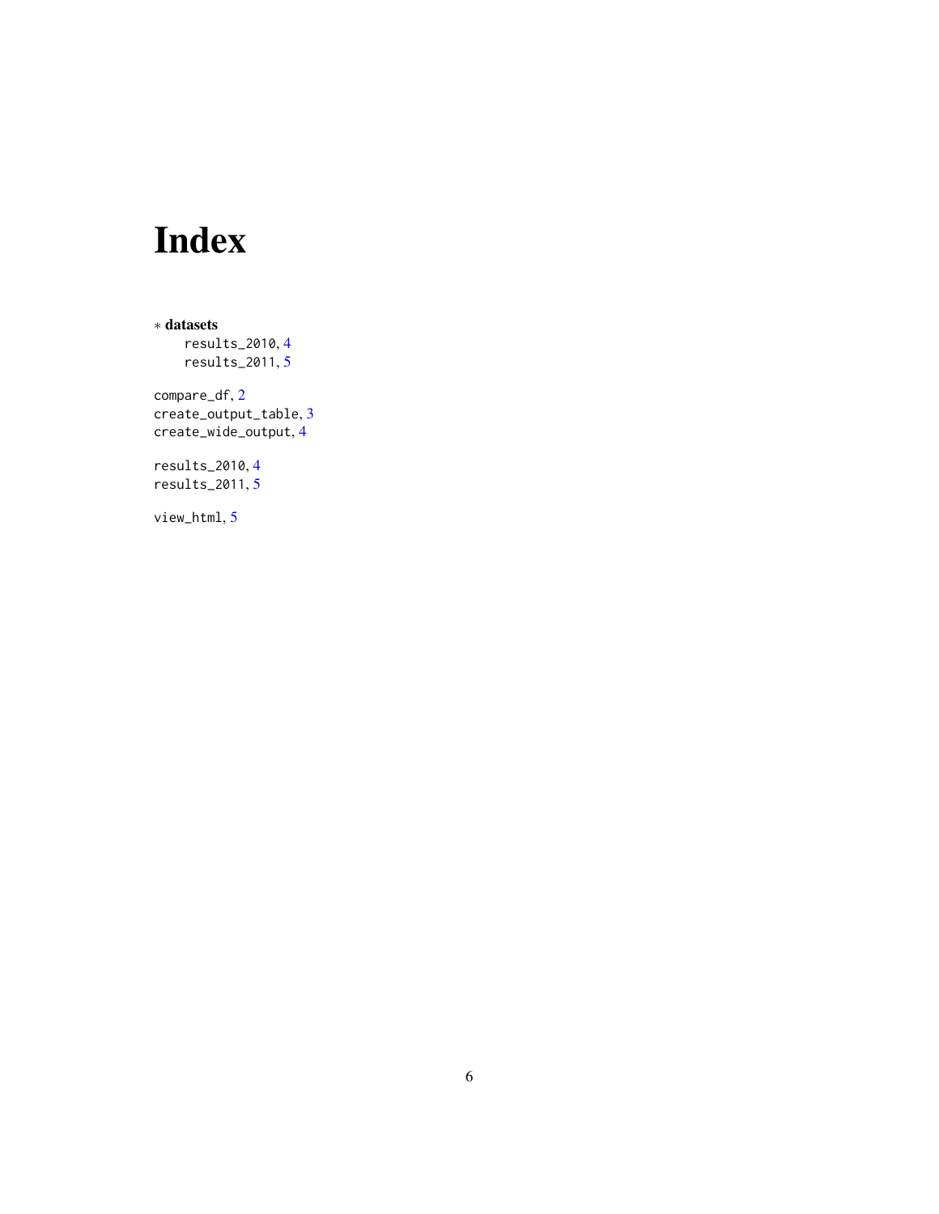# Index

∗ **datasets**
    results_2010, 4
    results_2011, 5

compare_df, 2
create_output_table, 3
create_wide_output, 4

results_2010, 4
results_2011, 5

view_html, 5